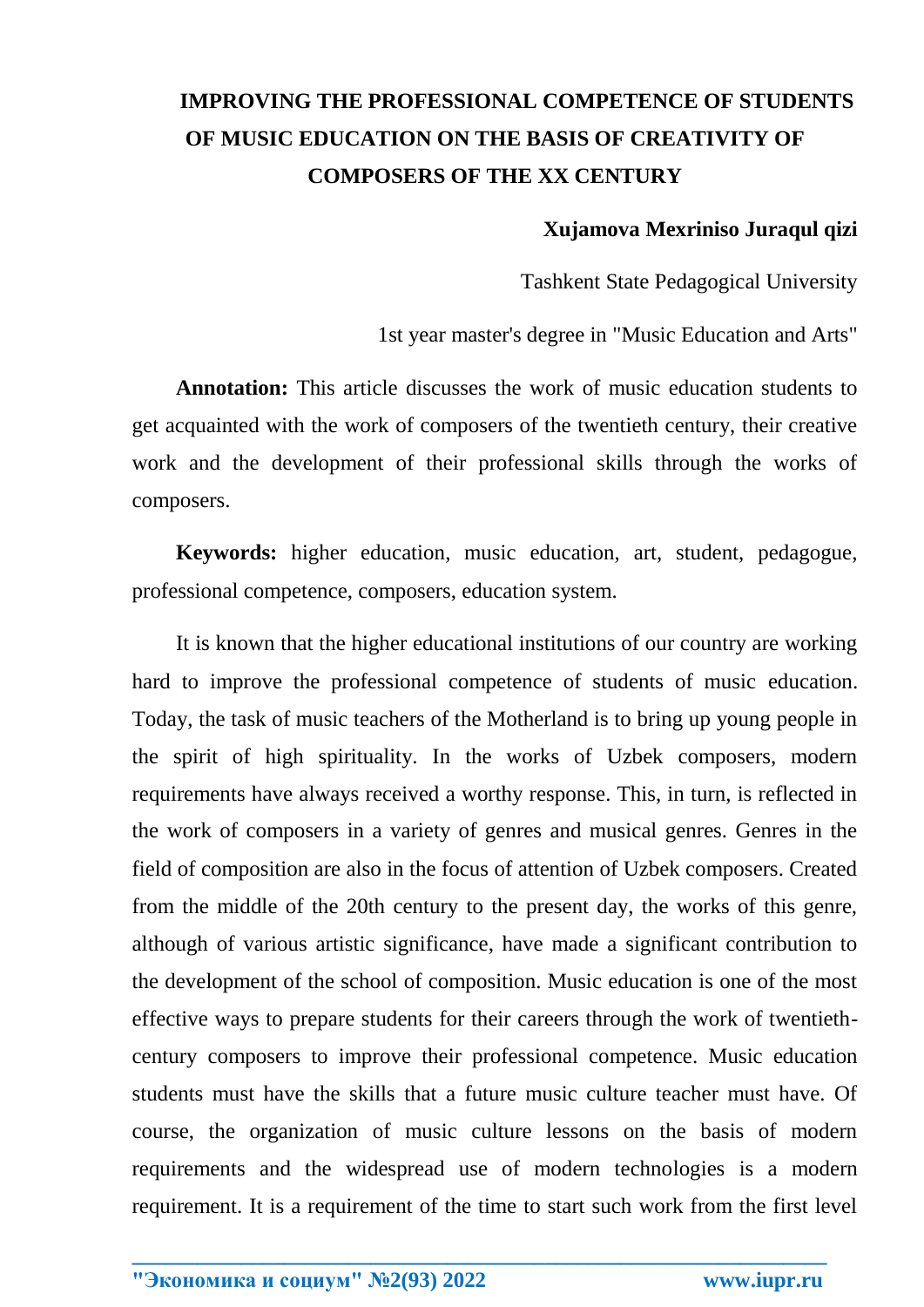# IMPROVING THE PROFESSIONAL COMPETENCE OF STUDENTS OF MUSIC EDUCATION ON THE BASIS OF CREATIVITY OF COMPOSERS OF THE XX CENTURY

**Xujamova Mexriniso Juraqul qizi**

Tashkent State Pedagogical University

1st year master's degree in "Music Education and Arts"

**Annotation:** This article discusses the work of music education students to get acquainted with the work of composers of the twentieth century, their creative work and the development of their professional skills through the works of composers.

**Keywords:** higher education, music education, art, student, pedagogue, professional competence, composers, education system.

It is known that the higher educational institutions of our country are working hard to improve the professional competence of students of music education. Today, the task of music teachers of the Motherland is to bring up young people in the spirit of high spirituality. In the works of Uzbek composers, modern requirements have always received a worthy response. This, in turn, is reflected in the work of composers in a variety of genres and musical genres. Genres in the field of composition are also in the focus of attention of Uzbek composers. Created from the middle of the 20th century to the present day, the works of this genre, although of various artistic significance, have made a significant contribution to the development of the school of composition. Music education is one of the most effective ways to prepare students for their careers through the work of twentieth-century composers to improve their professional competence. Music education students must have the skills that a future music culture teacher must have. Of course, the organization of music culture lessons on the basis of modern requirements and the widespread use of modern technologies is a modern requirement. It is a requirement of the time to start such work from the first level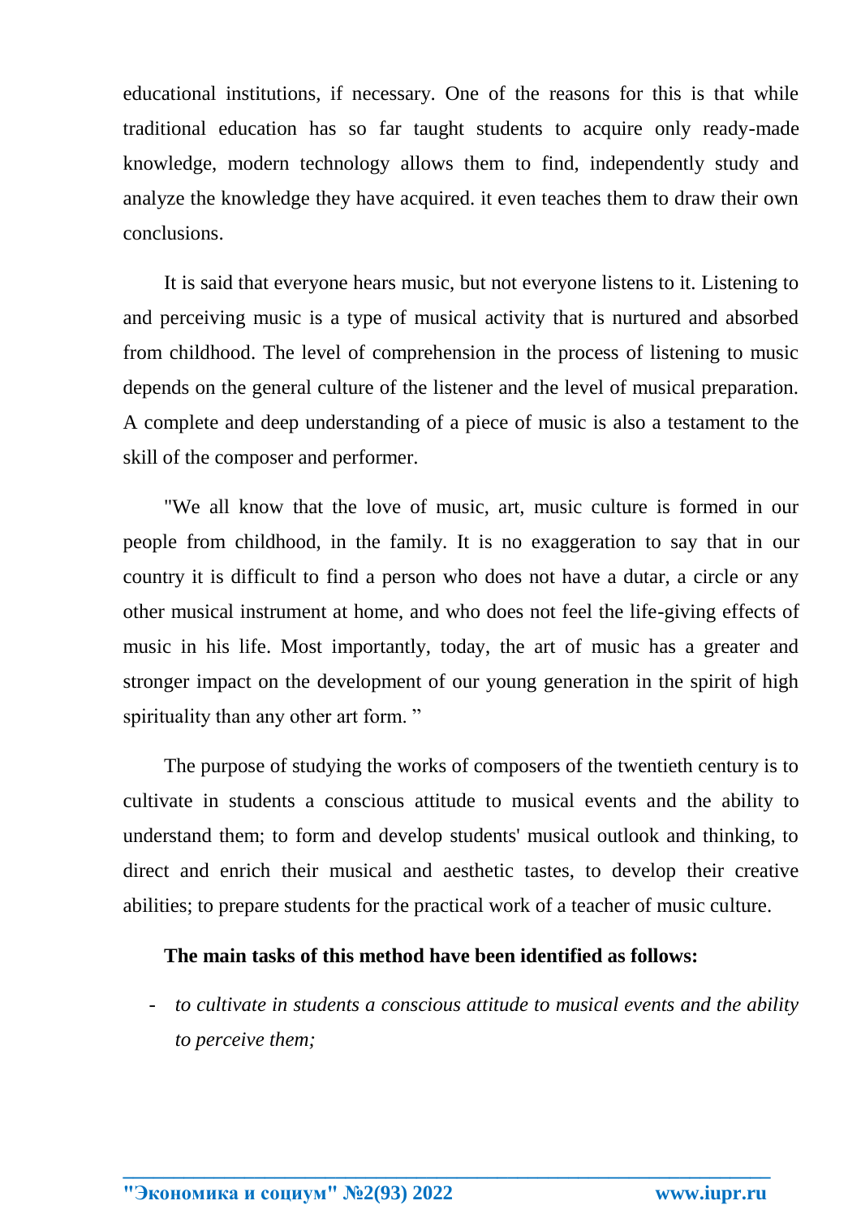educational institutions, if necessary. One of the reasons for this is that while traditional education has so far taught students to acquire only ready-made knowledge, modern technology allows them to find, independently study and analyze the knowledge they have acquired. it even teaches them to draw their own conclusions.

It is said that everyone hears music, but not everyone listens to it. Listening to and perceiving music is a type of musical activity that is nurtured and absorbed from childhood. The level of comprehension in the process of listening to music depends on the general culture of the listener and the level of musical preparation. A complete and deep understanding of a piece of music is also a testament to the skill of the composer and performer.

"We all know that the love of music, art, music culture is formed in our people from childhood, in the family. It is no exaggeration to say that in our country it is difficult to find a person who does not have a dutar, a circle or any other musical instrument at home, and who does not feel the life-giving effects of music in his life. Most importantly, today, the art of music has a greater and stronger impact on the development of our young generation in the spirit of high spirituality than any other art form. "

The purpose of studying the works of composers of the twentieth century is to cultivate in students a conscious attitude to musical events and the ability to understand them; to form and develop students' musical outlook and thinking, to direct and enrich their musical and aesthetic tastes, to develop their creative abilities; to prepare students for the practical work of a teacher of music culture.

**The main tasks of this method have been identified as follows:**

- *to cultivate in students a conscious attitude to musical events and the ability to perceive them;*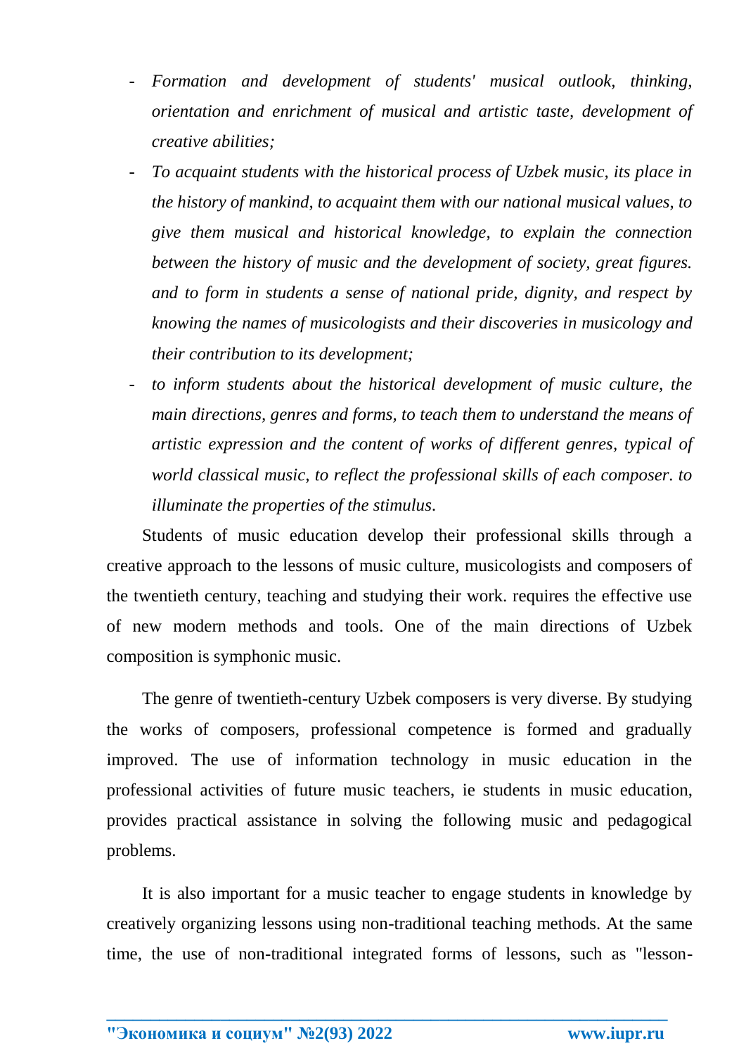- *Formation and development of students' musical outlook, thinking, orientation and enrichment of musical and artistic taste, development of creative abilities;*
- *To acquaint students with the historical process of Uzbek music, its place in the history of mankind, to acquaint them with our national musical values, to give them musical and historical knowledge, to explain the connection between the history of music and the development of society, great figures. and to form in students a sense of national pride, dignity, and respect by knowing the names of musicologists and their discoveries in musicology and their contribution to its development;*
- *to inform students about the historical development of music culture, the main directions, genres and forms, to teach them to understand the means of artistic expression and the content of works of different genres, typical of world classical music, to reflect the professional skills of each composer. to illuminate the properties of the stimulus.*

Students of music education develop their professional skills through a creative approach to the lessons of music culture, musicologists and composers of the twentieth century, teaching and studying their work. requires the effective use of new modern methods and tools. One of the main directions of Uzbek composition is symphonic music.

The genre of twentieth-century Uzbek composers is very diverse. By studying the works of composers, professional competence is formed and gradually improved. The use of information technology in music education in the professional activities of future music teachers, ie students in music education, provides practical assistance in solving the following music and pedagogical problems.

It is also important for a music teacher to engage students in knowledge by creatively organizing lessons using non-traditional teaching methods. At the same time, the use of non-traditional integrated forms of lessons, such as "lesson-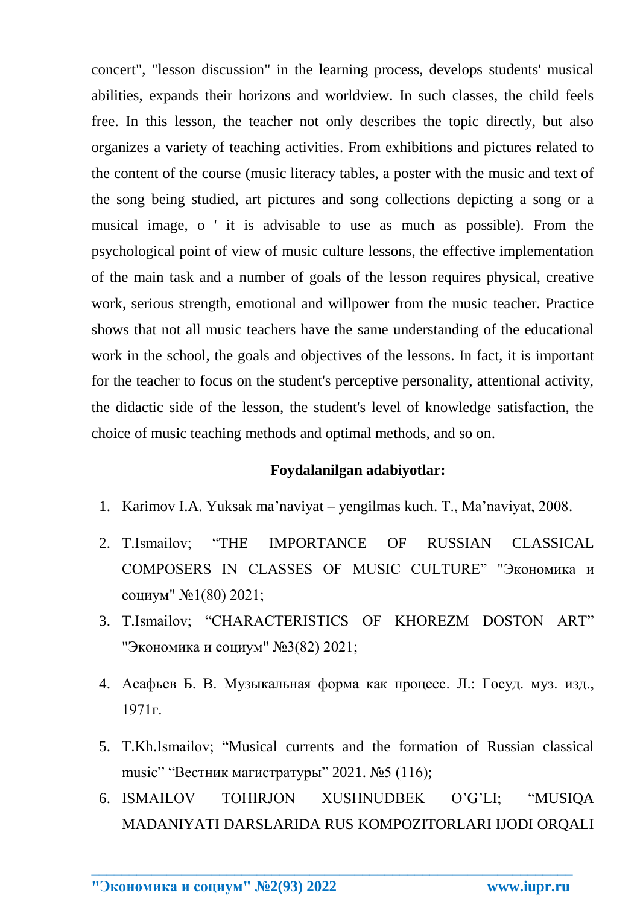concert", "lesson discussion" in the learning process, develops students' musical abilities, expands their horizons and worldview. In such classes, the child feels free. In this lesson, the teacher not only describes the topic directly, but also organizes a variety of teaching activities. From exhibitions and pictures related to the content of the course (music literacy tables, a poster with the music and text of the song being studied, art pictures and song collections depicting a song or a musical image, o ' it is advisable to use as much as possible). From the psychological point of view of music culture lessons, the effective implementation of the main task and a number of goals of the lesson requires physical, creative work, serious strength, emotional and willpower from the music teacher. Practice shows that not all music teachers have the same understanding of the educational work in the school, the goals and objectives of the lessons. In fact, it is important for the teacher to focus on the student's perceptive personality, attentional activity, the didactic side of the lesson, the student's level of knowledge satisfaction, the choice of music teaching methods and optimal methods, and so on.

**Foydalanilgan adabiyotlar:**

1. Karimov I.A. Yuksak ma'naviyat – yengilmas kuch. T., Ma'naviyat, 2008.
2. T.Ismailov; "THE IMPORTANCE OF RUSSIAN CLASSICAL COMPOSERS IN CLASSES OF MUSIC CULTURE" "Экономика и социум" №1(80) 2021;
3. T.Ismailov; "CHARACTERISTICS OF KHOREZM DOSTON ART" "Экономика и социум" №3(82) 2021;
4. Асафьев Б. В. Музыкальная форма как процесс. Л.: Госуд. муз. изд., 1971г.
5. T.Kh.Ismailov; "Musical currents and the formation of Russian classical music" "Вестник магистратуры" 2021. №5 (116);
6. ISMAILOV TOHIRJON XUSHNUDBEK O'G'LI; "MUSIQA MADANIYATI DARSLARIDA RUS KOMPOZITORLARI IJODI ORQALI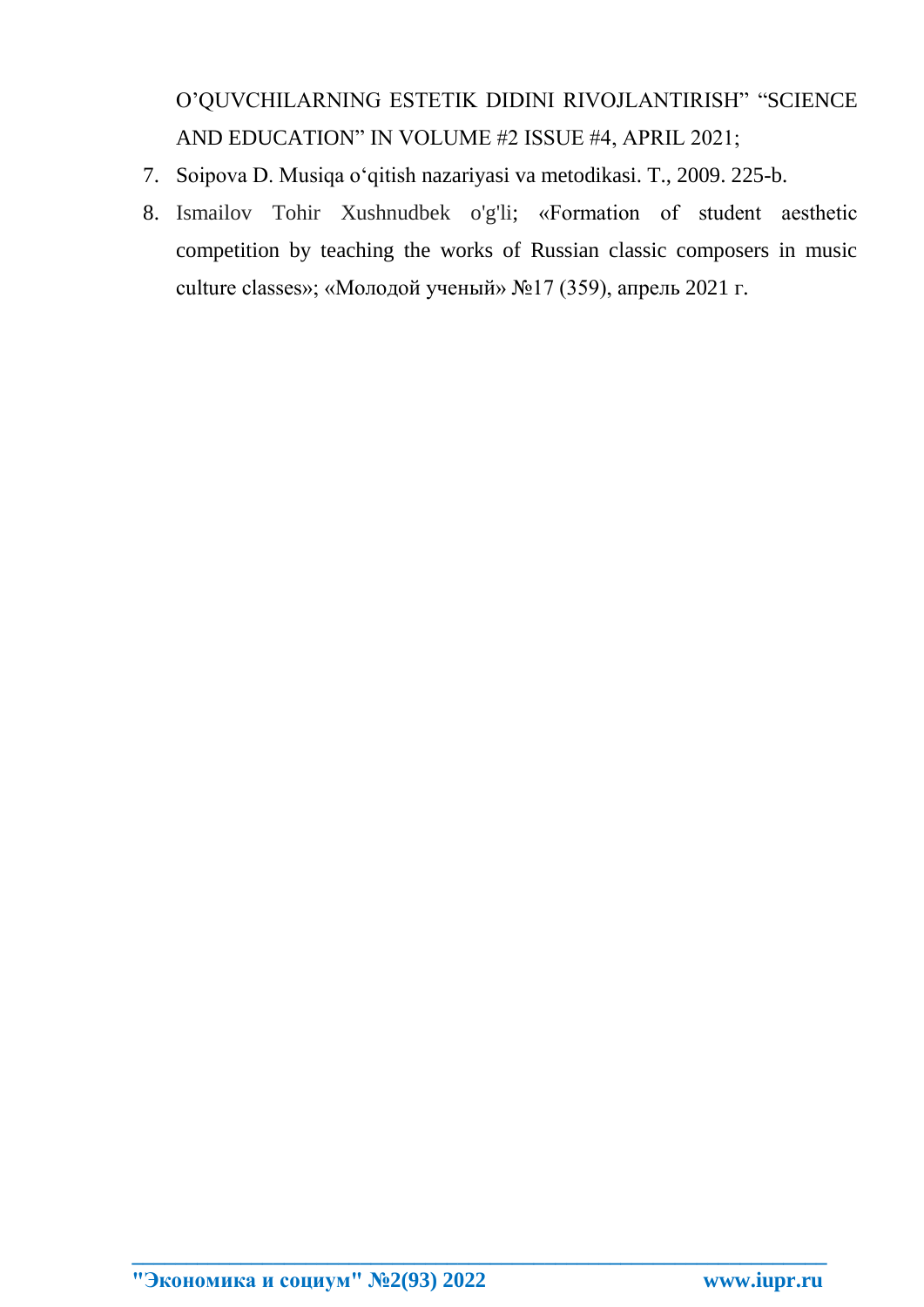O'QUVCHILARNING ESTETIK DIDINI RIVOJLANTIRISH" "SCIENCE AND EDUCATION" IN VOLUME #2 ISSUE #4, APRIL 2021;

7. Soipova D. Musiqa o'qitish nazariyasi va metodikasi. T., 2009. 225-b.
8. Ismailov Tohir Xushnudbek o'g'li; «Formation of student aesthetic competition by teaching the works of Russian classic composers in music culture classes»; «Молодой ученый» №17 (359), апрель 2021 г.